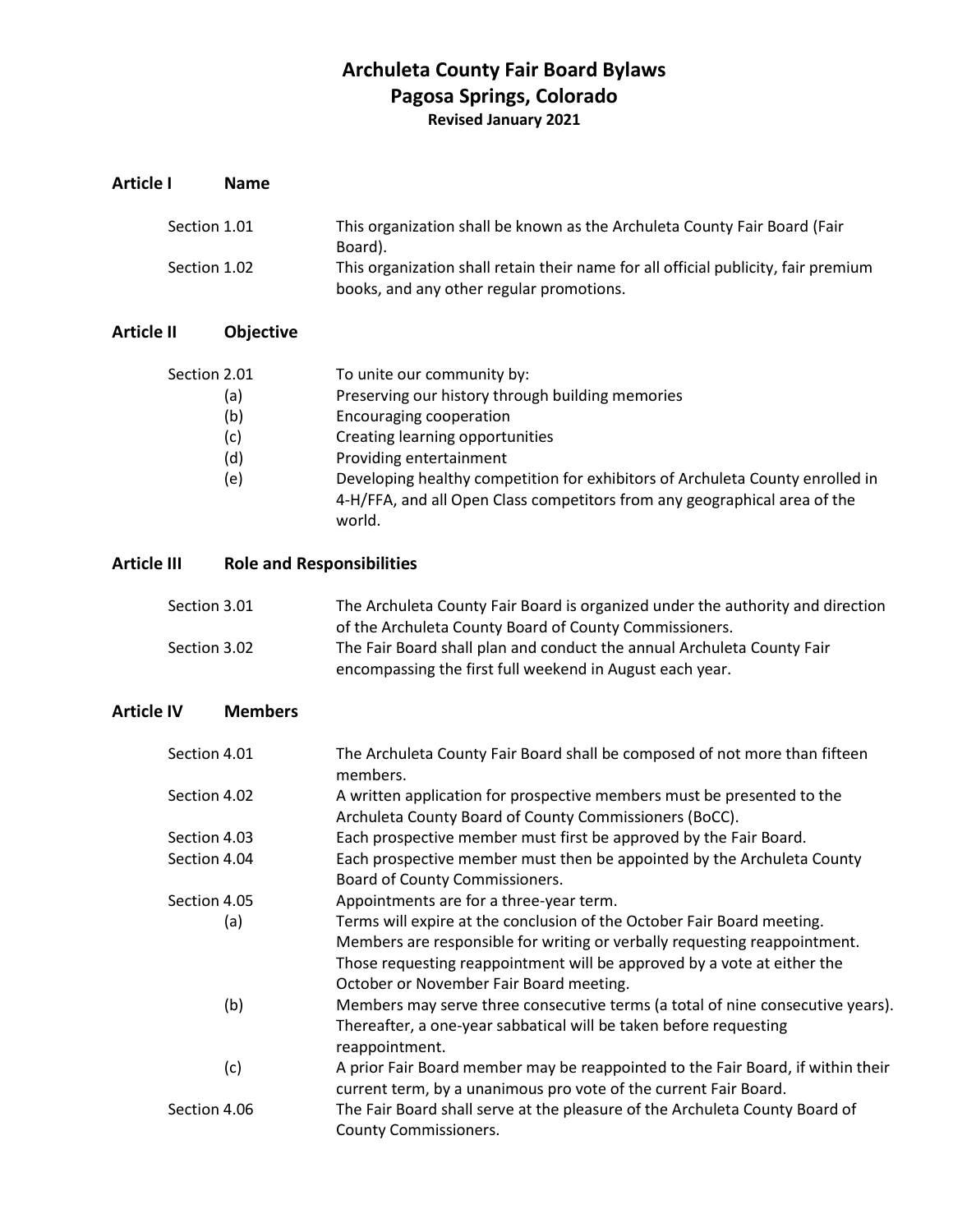# Archuleta County Fair Board Bylaws
## Pagosa Springs, Colorado
**Revised January 2021**

## Article I Name

**Section 1.01** This organization shall be known as the Archuleta County Fair Board (Fair Board).

**Section 1.02** This organization shall retain their name for all official publicity, fair premium books, and any other regular promotions.

## Article II Objective

**Section 2.01** To unite our community by:

- (a) Preserving our history through building memories
- (b) Encouraging cooperation
- (c) Creating learning opportunities
- (d) Providing entertainment
- (e) Developing healthy competition for exhibitors of Archuleta County enrolled in 4-H/FFA, and all Open Class competitors from any geographical area of the world.

## Article III Role and Responsibilities

**Section 3.01** The Archuleta County Fair Board is organized under the authority and direction of the Archuleta County Board of County Commissioners.

**Section 3.02** The Fair Board shall plan and conduct the annual Archuleta County Fair encompassing the first full weekend in August each year.

## Article IV Members

**Section 4.01** The Archuleta County Fair Board shall be composed of not more than fifteen members.

**Section 4.02** A written application for prospective members must be presented to the Archuleta County Board of County Commissioners (BoCC).

**Section 4.03** Each prospective member must first be approved by the Fair Board.

**Section 4.04** Each prospective member must then be appointed by the Archuleta County Board of County Commissioners.

**Section 4.05** Appointments are for a three-year term.

- (a) Terms will expire at the conclusion of the October Fair Board meeting. Members are responsible for writing or verbally requesting reappointment. Those requesting reappointment will be approved by a vote at either the October or November Fair Board meeting.
- (b) Members may serve three consecutive terms (a total of nine consecutive years). Thereafter, a one-year sabbatical will be taken before requesting reappointment.
- (c) A prior Fair Board member may be reappointed to the Fair Board, if within their current term, by a unanimous pro vote of the current Fair Board.

**Section 4.06** The Fair Board shall serve at the pleasure of the Archuleta County Board of County Commissioners.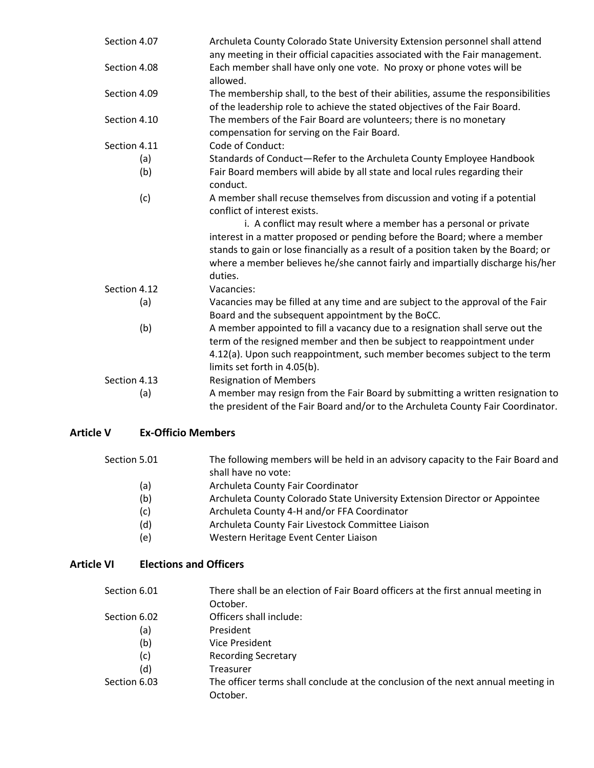**Section 4.07** Archuleta County Colorado State University Extension personnel shall attend any meeting in their official capacities associated with the Fair management.

**Section 4.08** Each member shall have only one vote. No proxy or phone votes will be allowed.

**Section 4.09** The membership shall, to the best of their abilities, assume the responsibilities of the leadership role to achieve the stated objectives of the Fair Board.

**Section 4.10** The members of the Fair Board are volunteers; there is no monetary compensation for serving on the Fair Board.

**Section 4.11** Code of Conduct:

- (a) Standards of Conduct—Refer to the Archuleta County Employee Handbook
- (b) Fair Board members will abide by all state and local rules regarding their conduct.
- (c) A member shall recuse themselves from discussion and voting if a potential conflict of interest exists.
  - i. A conflict may result where a member has a personal or private interest in a matter proposed or pending before the Board; where a member stands to gain or lose financially as a result of a position taken by the Board; or where a member believes he/she cannot fairly and impartially discharge his/her duties.

**Section 4.12** Vacancies:

- (a) Vacancies may be filled at any time and are subject to the approval of the Fair Board and the subsequent appointment by the BoCC.
- (b) A member appointed to fill a vacancy due to a resignation shall serve out the term of the resigned member and then be subject to reappointment under 4.12(a). Upon such reappointment, such member becomes subject to the term limits set forth in 4.05(b).

**Section 4.13** Resignation of Members

- (a) A member may resign from the Fair Board by submitting a written resignation to the president of the Fair Board and/or to the Archuleta County Fair Coordinator.

## Article V Ex-Officio Members

**Section 5.01** The following members will be held in an advisory capacity to the Fair Board and shall have no vote:

- (a) Archuleta County Fair Coordinator
- (b) Archuleta County Colorado State University Extension Director or Appointee
- (c) Archuleta County 4-H and/or FFA Coordinator
- (d) Archuleta County Fair Livestock Committee Liaison
- (e) Western Heritage Event Center Liaison

## Article VI Elections and Officers

**Section 6.01** There shall be an election of Fair Board officers at the first annual meeting in October.

**Section 6.02** Officers shall include:

- (a) President
- (b) Vice President
- (c) Recording Secretary
- (d) Treasurer

**Section 6.03** The officer terms shall conclude at the conclusion of the next annual meeting in October.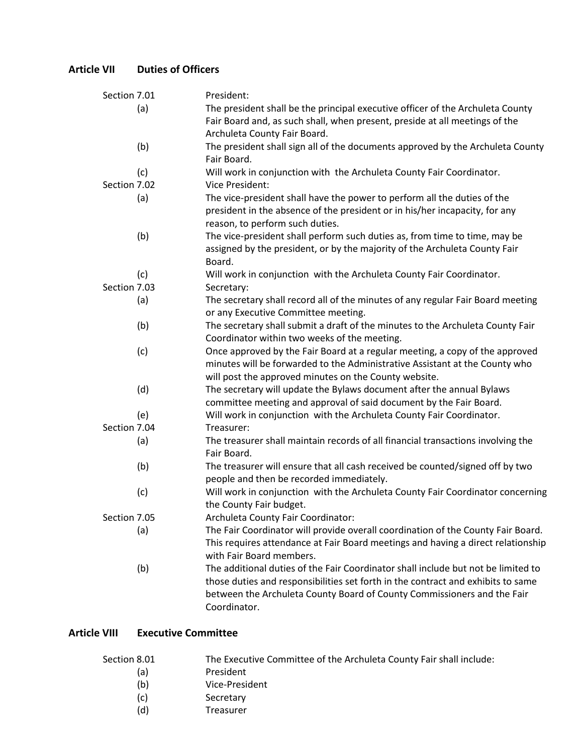## Article VII Duties of Officers

**Section 7.01** President:

(a) The president shall be the principal executive officer of the Archuleta County Fair Board and, as such shall, when present, preside at all meetings of the Archuleta County Fair Board.

(b) The president shall sign all of the documents approved by the Archuleta County Fair Board.

(c) Will work in conjunction with the Archuleta County Fair Coordinator.

**Section 7.02** Vice President:

(a) The vice-president shall have the power to perform all the duties of the president in the absence of the president or in his/her incapacity, for any reason, to perform such duties.

(b) The vice-president shall perform such duties as, from time to time, may be assigned by the president, or by the majority of the Archuleta County Fair Board.

(c) Will work in conjunction with the Archuleta County Fair Coordinator.

**Section 7.03** Secretary:

(a) The secretary shall record all of the minutes of any regular Fair Board meeting or any Executive Committee meeting.

(b) The secretary shall submit a draft of the minutes to the Archuleta County Fair Coordinator within two weeks of the meeting.

(c) Once approved by the Fair Board at a regular meeting, a copy of the approved minutes will be forwarded to the Administrative Assistant at the County who will post the approved minutes on the County website.

(d) The secretary will update the Bylaws document after the annual Bylaws committee meeting and approval of said document by the Fair Board.

(e) Will work in conjunction with the Archuleta County Fair Coordinator.

**Section 7.04** Treasurer:

(a) The treasurer shall maintain records of all financial transactions involving the Fair Board.

(b) The treasurer will ensure that all cash received be counted/signed off by two people and then be recorded immediately.

(c) Will work in conjunction with the Archuleta County Fair Coordinator concerning the County Fair budget.

**Section 7.05** Archuleta County Fair Coordinator:

(a) The Fair Coordinator will provide overall coordination of the County Fair Board. This requires attendance at Fair Board meetings and having a direct relationship with Fair Board members.

(b) The additional duties of the Fair Coordinator shall include but not be limited to those duties and responsibilities set forth in the contract and exhibits to same between the Archuleta County Board of County Commissioners and the Fair Coordinator.

## Article VIII Executive Committee

**Section 8.01** The Executive Committee of the Archuleta County Fair shall include:

(a) President

(b) Vice-President

(c) Secretary

(d) Treasurer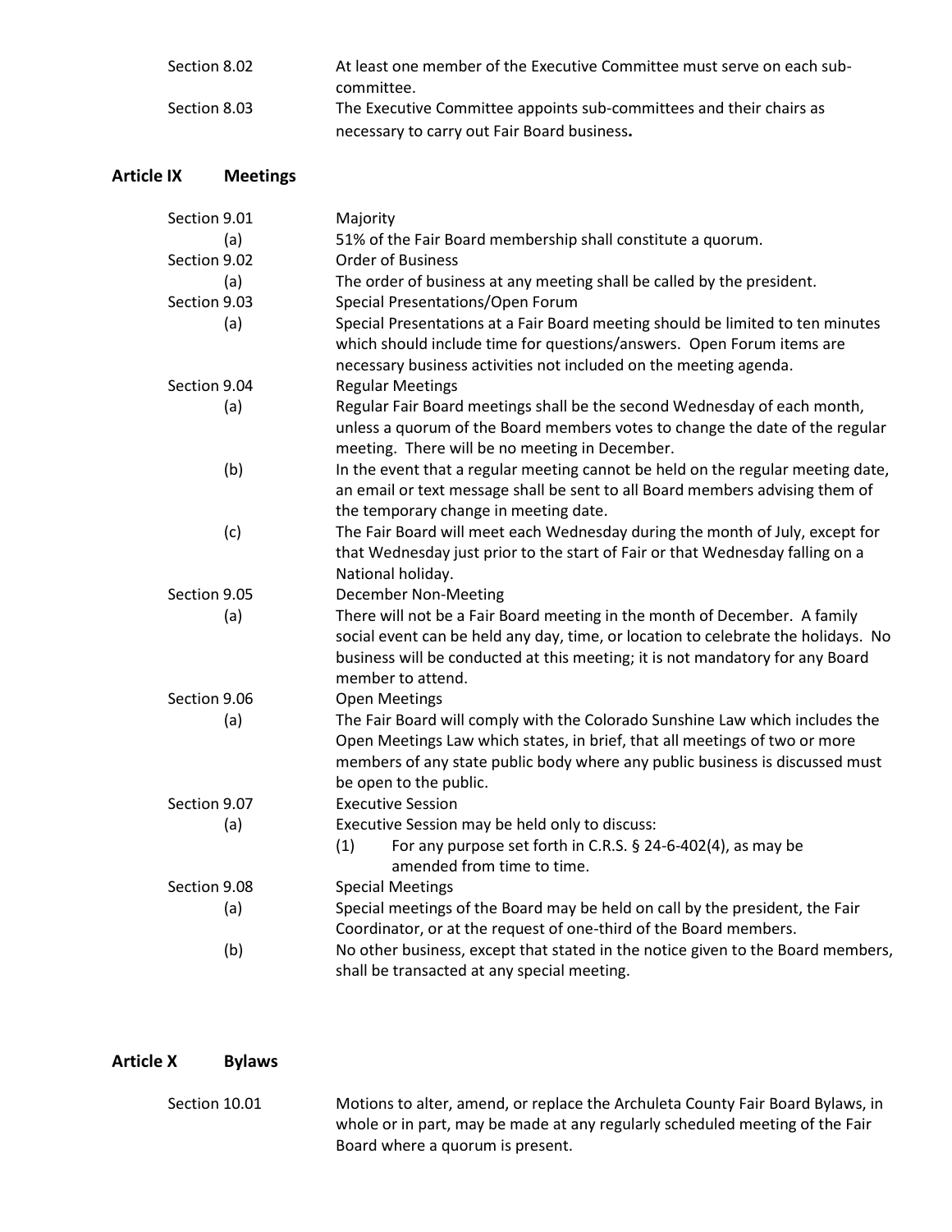Section 8.02 At least one member of the Executive Committee must serve on each sub-committee.

Section 8.03 The Executive Committee appoints sub-committees and their chairs as necessary to carry out Fair Board business.

## Article IX Meetings

Section 9.01 Majority

(a) 51% of the Fair Board membership shall constitute a quorum.

Section 9.02 Order of Business

(a) The order of business at any meeting shall be called by the president.

Section 9.03 Special Presentations/Open Forum

(a) Special Presentations at a Fair Board meeting should be limited to ten minutes which should include time for questions/answers. Open Forum items are necessary business activities not included on the meeting agenda.

Section 9.04 Regular Meetings

(a) Regular Fair Board meetings shall be the second Wednesday of each month, unless a quorum of the Board members votes to change the date of the regular meeting. There will be no meeting in December.

(b) In the event that a regular meeting cannot be held on the regular meeting date, an email or text message shall be sent to all Board members advising them of the temporary change in meeting date.

(c) The Fair Board will meet each Wednesday during the month of July, except for that Wednesday just prior to the start of Fair or that Wednesday falling on a National holiday.

Section 9.05 December Non-Meeting

(a) There will not be a Fair Board meeting in the month of December. A family social event can be held any day, time, or location to celebrate the holidays. No business will be conducted at this meeting; it is not mandatory for any Board member to attend.

Section 9.06 Open Meetings

(a) The Fair Board will comply with the Colorado Sunshine Law which includes the Open Meetings Law which states, in brief, that all meetings of two or more members of any state public body where any public business is discussed must be open to the public.

Section 9.07 Executive Session

(a) Executive Session may be held only to discuss:

(1) For any purpose set forth in C.R.S. § 24-6-402(4), as may be amended from time to time.

Section 9.08 Special Meetings

(a) Special meetings of the Board may be held on call by the president, the Fair Coordinator, or at the request of one-third of the Board members.

(b) No other business, except that stated in the notice given to the Board members, shall be transacted at any special meeting.

## Article X Bylaws

Section 10.01 Motions to alter, amend, or replace the Archuleta County Fair Board Bylaws, in whole or in part, may be made at any regularly scheduled meeting of the Fair Board where a quorum is present.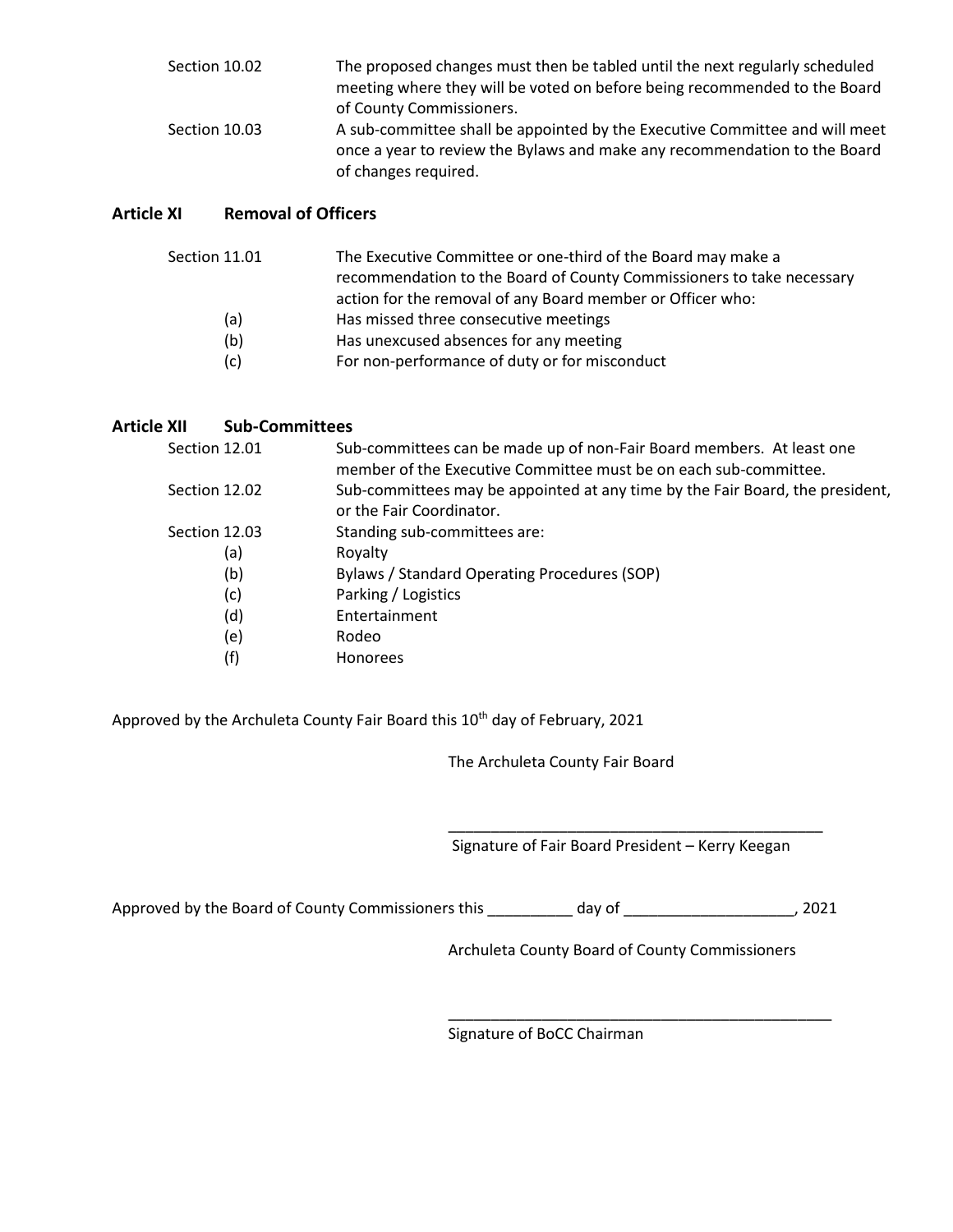Section 10.02 The proposed changes must then be tabled until the next regularly scheduled meeting where they will be voted on before being recommended to the Board of County Commissioners.

Section 10.03 A sub-committee shall be appointed by the Executive Committee and will meet once a year to review the Bylaws and make any recommendation to the Board of changes required.

## Article XI Removal of Officers

Section 11.01 The Executive Committee or one-third of the Board may make a recommendation to the Board of County Commissioners to take necessary action for the removal of any Board member or Officer who:

(a) Has missed three consecutive meetings
(b) Has unexcused absences for any meeting
(c) For non-performance of duty or for misconduct

## Article XII Sub-Committees

Section 12.01 Sub-committees can be made up of non-Fair Board members. At least one member of the Executive Committee must be on each sub-committee.

Section 12.02 Sub-committees may be appointed at any time by the Fair Board, the president, or the Fair Coordinator.

Section 12.03 Standing sub-committees are:

(a) Royalty
(b) Bylaws / Standard Operating Procedures (SOP)
(c) Parking / Logistics
(d) Entertainment
(e) Rodeo
(f) Honorees

Approved by the Archuleta County Fair Board this 10th day of February, 2021

The Archuleta County Fair Board

______________________________________________

Signature of Fair Board President – Kerry Keegan

Approved by the Board of County Commissioners this __________ day of ____________________, 2021

Archuleta County Board of County Commissioners

______________________________________________

Signature of BoCC Chairman